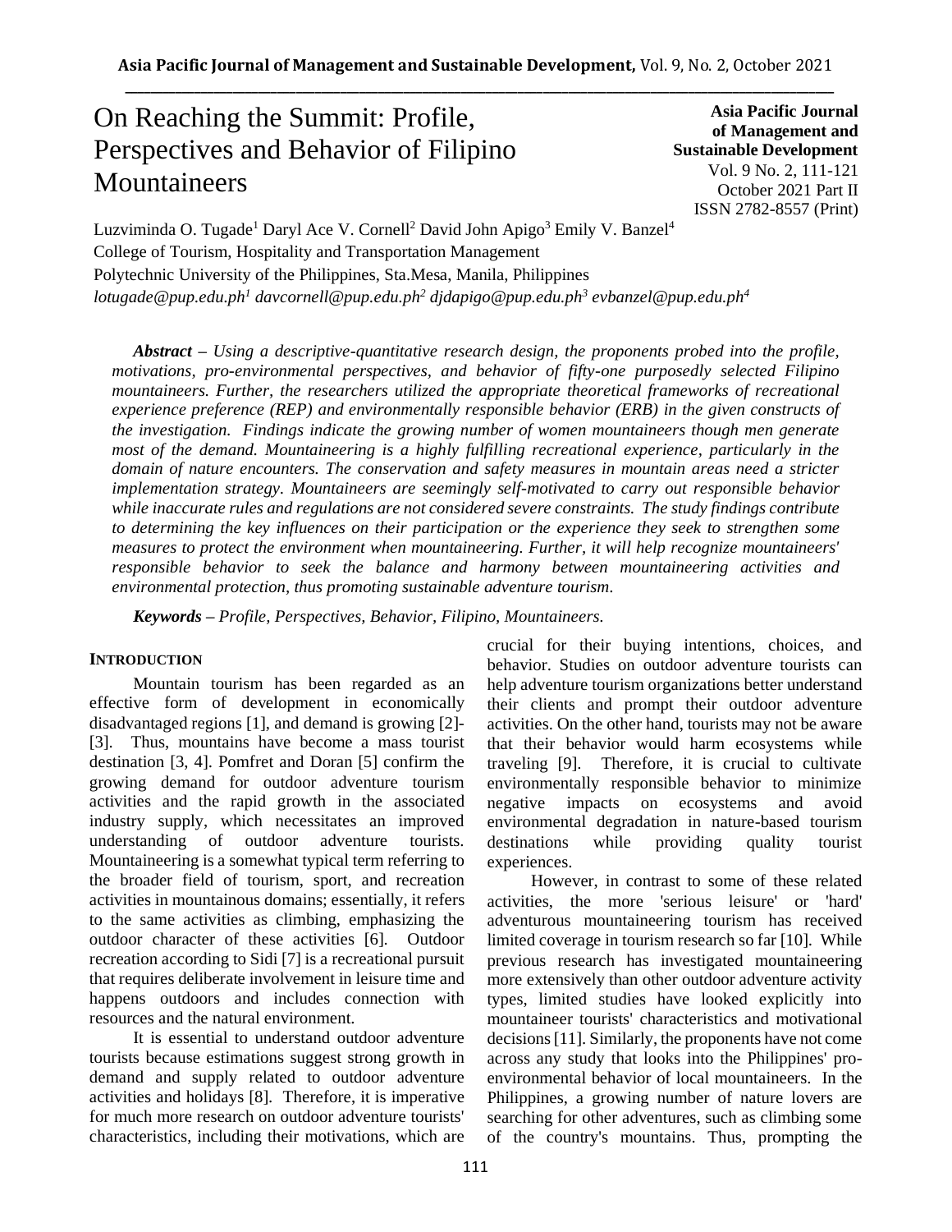# On Reaching the Summit: Profile, Perspectives and Behavior of Filipino Mountaineers

**Asia Pacific Journal of Management and Sustainable Development**
Vol. 9 No. 2, 111-121
October 2021 Part II
ISSN 2782-8557 (Print)

Luzviminda O. Tugade[1] Daryl Ace V. Cornell[2] David John Apigo[3] Emily V. Banzel[4]
College of Tourism, Hospitality and Transportation Management
Polytechnic University of the Philippines, Sta.Mesa, Manila, Philippines
*lotugade@pup.edu.ph[1] davcornell@pup.edu.ph[2] djdapigo@pup.edu.ph[3] evbanzel@pup.edu.ph[4]*

***Abstract** – Using a descriptive-quantitative research design, the proponents probed into the profile, motivations, pro-environmental perspectives, and behavior of fifty-one purposedly selected Filipino mountaineers. Further, the researchers utilized the appropriate theoretical frameworks of recreational experience preference (REP) and environmentally responsible behavior (ERB) in the given constructs of the investigation. Findings indicate the growing number of women mountaineers though men generate most of the demand. Mountaineering is a highly fulfilling recreational experience, particularly in the domain of nature encounters. The conservation and safety measures in mountain areas need a stricter implementation strategy. Mountaineers are seemingly self-motivated to carry out responsible behavior while inaccurate rules and regulations are not considered severe constraints. The study findings contribute to determining the key influences on their participation or the experience they seek to strengthen some measures to protect the environment when mountaineering. Further, it will help recognize mountaineers' responsible behavior to seek the balance and harmony between mountaineering activities and environmental protection, thus promoting sustainable adventure tourism.*

***Keywords** – Profile, Perspectives, Behavior, Filipino, Mountaineers.*

## INTRODUCTION

Mountain tourism has been regarded as an effective form of development in economically disadvantaged regions [1], and demand is growing [2]-[3]. Thus, mountains have become a mass tourist destination [3, 4]. Pomfret and Doran [5] confirm the growing demand for outdoor adventure tourism activities and the rapid growth in the associated industry supply, which necessitates an improved understanding of outdoor adventure tourists. Mountaineering is a somewhat typical term referring to the broader field of tourism, sport, and recreation activities in mountainous domains; essentially, it refers to the same activities as climbing, emphasizing the outdoor character of these activities [6]. Outdoor recreation according to Sidi [7] is a recreational pursuit that requires deliberate involvement in leisure time and happens outdoors and includes connection with resources and the natural environment.

It is essential to understand outdoor adventure tourists because estimations suggest strong growth in demand and supply related to outdoor adventure activities and holidays [8]. Therefore, it is imperative for much more research on outdoor adventure tourists' characteristics, including their motivations, which are crucial for their buying intentions, choices, and behavior. Studies on outdoor adventure tourists can help adventure tourism organizations better understand their clients and prompt their outdoor adventure activities. On the other hand, tourists may not be aware that their behavior would harm ecosystems while traveling [9]. Therefore, it is crucial to cultivate environmentally responsible behavior to minimize negative impacts on ecosystems and avoid environmental degradation in nature-based tourism destinations while providing quality tourist experiences.

However, in contrast to some of these related activities, the more 'serious leisure' or 'hard' adventurous mountaineering tourism has received limited coverage in tourism research so far [10]. While previous research has investigated mountaineering more extensively than other outdoor adventure activity types, limited studies have looked explicitly into mountaineer tourists' characteristics and motivational decisions [11]. Similarly, the proponents have not come across any study that looks into the Philippines' pro-environmental behavior of local mountaineers. In the Philippines, a growing number of nature lovers are searching for other adventures, such as climbing some of the country's mountains. Thus, prompting the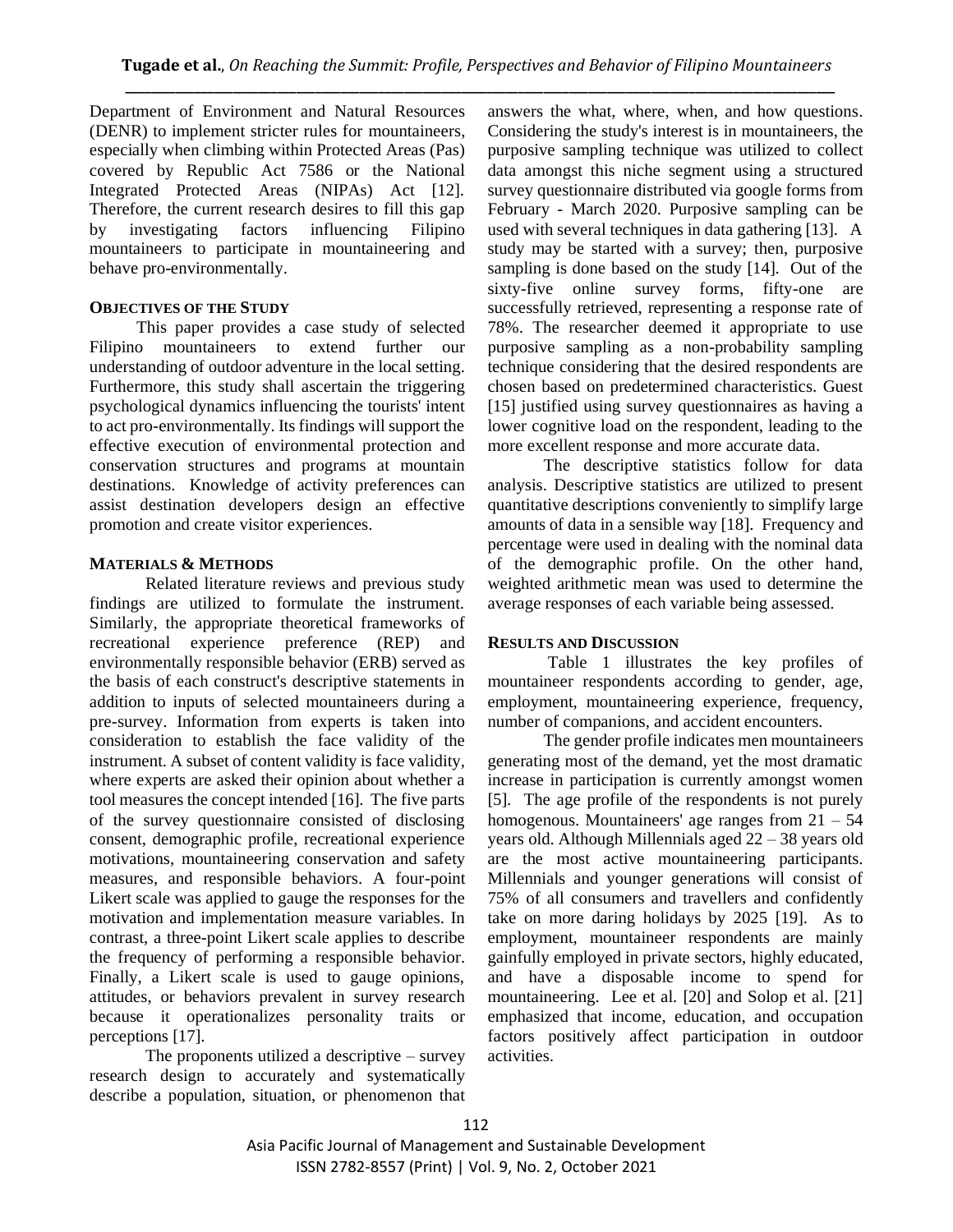Department of Environment and Natural Resources (DENR) to implement stricter rules for mountaineers, especially when climbing within Protected Areas (Pas) covered by Republic Act 7586 or the National Integrated Protected Areas (NIPAs) Act [12]. Therefore, the current research desires to fill this gap by investigating factors influencing Filipino mountaineers to participate in mountaineering and behave pro-environmentally.

## OBJECTIVES OF THE STUDY

This paper provides a case study of selected Filipino mountaineers to extend further our understanding of outdoor adventure in the local setting. Furthermore, this study shall ascertain the triggering psychological dynamics influencing the tourists' intent to act pro-environmentally. Its findings will support the effective execution of environmental protection and conservation structures and programs at mountain destinations. Knowledge of activity preferences can assist destination developers design an effective promotion and create visitor experiences.

## MATERIALS & METHODS

Related literature reviews and previous study findings are utilized to formulate the instrument. Similarly, the appropriate theoretical frameworks of recreational experience preference (REP) and environmentally responsible behavior (ERB) served as the basis of each construct's descriptive statements in addition to inputs of selected mountaineers during a pre-survey. Information from experts is taken into consideration to establish the face validity of the instrument. A subset of content validity is face validity, where experts are asked their opinion about whether a tool measures the concept intended [16]. The five parts of the survey questionnaire consisted of disclosing consent, demographic profile, recreational experience motivations, mountaineering conservation and safety measures, and responsible behaviors. A four-point Likert scale was applied to gauge the responses for the motivation and implementation measure variables. In contrast, a three-point Likert scale applies to describe the frequency of performing a responsible behavior. Finally, a Likert scale is used to gauge opinions, attitudes, or behaviors prevalent in survey research because it operationalizes personality traits or perceptions [17].

The proponents utilized a descriptive – survey research design to accurately and systematically describe a population, situation, or phenomenon that answers the what, where, when, and how questions. Considering the study's interest is in mountaineers, the purposive sampling technique was utilized to collect data amongst this niche segment using a structured survey questionnaire distributed via google forms from February - March 2020. Purposive sampling can be used with several techniques in data gathering [13]. A study may be started with a survey; then, purposive sampling is done based on the study [14]. Out of the sixty-five online survey forms, fifty-one are successfully retrieved, representing a response rate of 78%. The researcher deemed it appropriate to use purposive sampling as a non-probability sampling technique considering that the desired respondents are chosen based on predetermined characteristics. Guest [15] justified using survey questionnaires as having a lower cognitive load on the respondent, leading to the more excellent response and more accurate data.

The descriptive statistics follow for data analysis. Descriptive statistics are utilized to present quantitative descriptions conveniently to simplify large amounts of data in a sensible way [18]. Frequency and percentage were used in dealing with the nominal data of the demographic profile. On the other hand, weighted arithmetic mean was used to determine the average responses of each variable being assessed.

## RESULTS AND DISCUSSION

Table 1 illustrates the key profiles of mountaineer respondents according to gender, age, employment, mountaineering experience, frequency, number of companions, and accident encounters.

The gender profile indicates men mountaineers generating most of the demand, yet the most dramatic increase in participation is currently amongst women [5]. The age profile of the respondents is not purely homogenous. Mountaineers' age ranges from 21 – 54 years old. Although Millennials aged 22 – 38 years old are the most active mountaineering participants. Millennials and younger generations will consist of 75% of all consumers and travellers and confidently take on more daring holidays by 2025 [19]. As to employment, mountaineer respondents are mainly gainfully employed in private sectors, highly educated, and have a disposable income to spend for mountaineering. Lee et al. [20] and Solop et al. [21] emphasized that income, education, and occupation factors positively affect participation in outdoor activities.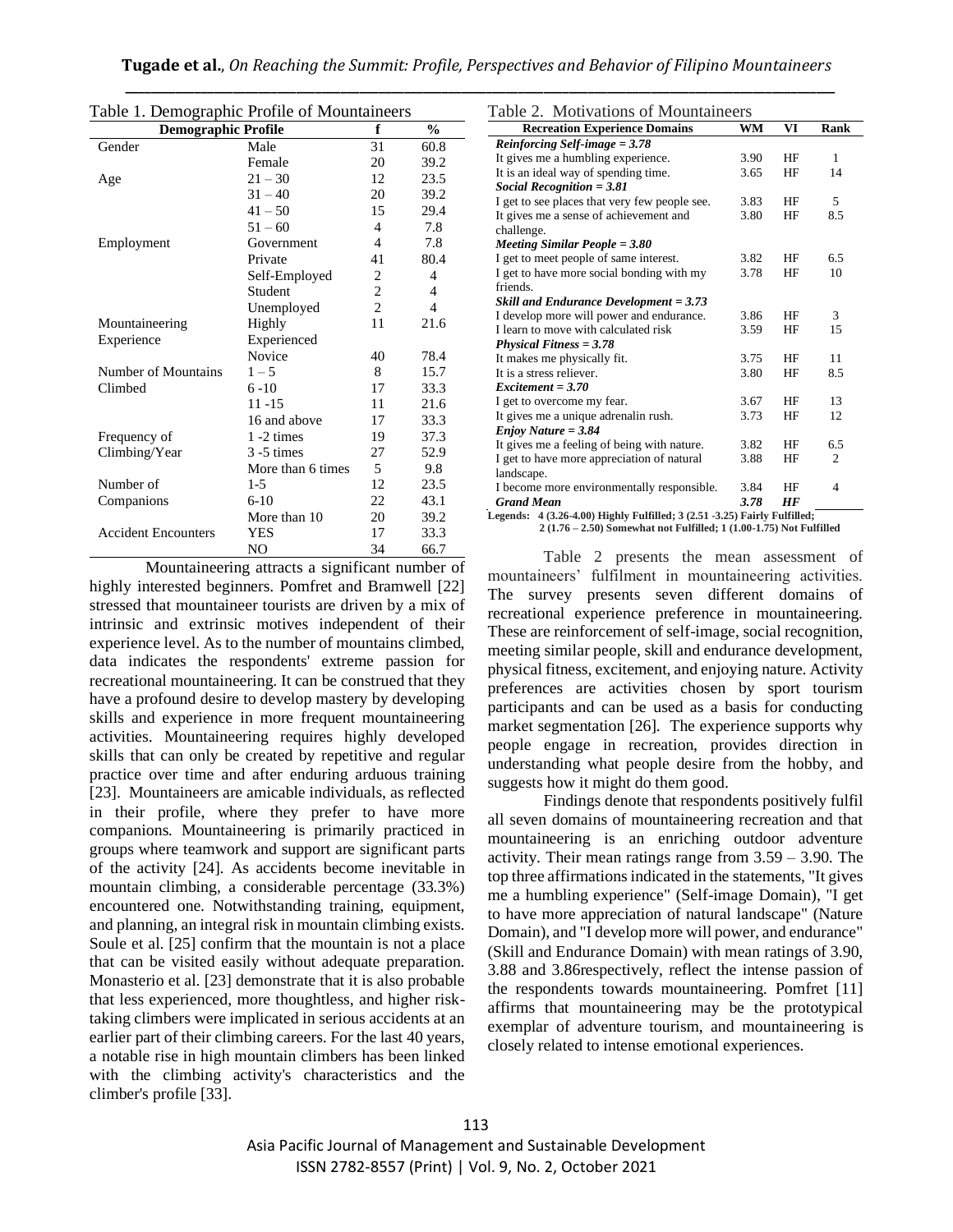Table 1. Demographic Profile of Mountaineers

| Demographic Profile | | f | % |
|---|---|---|---|
| Gender | Male | 31 | 60.8 |
| | Female | 20 | 39.2 |
| Age | 21 – 30 | 12 | 23.5 |
| | 31 – 40 | 20 | 39.2 |
| | 41 – 50 | 15 | 29.4 |
| | 51 – 60 | 4 | 7.8 |
| Employment | Government | 4 | 7.8 |
| | Private | 41 | 80.4 |
| | Self-Employed | 2 | 4 |
| | Student | 2 | 4 |
| | Unemployed | 2 | 4 |
| Mountaineering Experience | Highly Experienced | 11 | 21.6 |
| | Novice | 40 | 78.4 |
| Number of Mountains Climbed | 1 – 5 | 8 | 15.7 |
| | 6 -10 | 17 | 33.3 |
| | 11 -15 | 11 | 21.6 |
| | 16 and above | 17 | 33.3 |
| Frequency of Climbing/Year | 1 -2 times | 19 | 37.3 |
| | 3 -5 times | 27 | 52.9 |
| | More than 6 times | 5 | 9.8 |
| Number of Companions | 1-5 | 12 | 23.5 |
| | 6-10 | 22 | 43.1 |
| | More than 10 | 20 | 39.2 |
| Accident Encounters | YES | 17 | 33.3 |
| | NO | 34 | 66.7 |

Mountaineering attracts a significant number of highly interested beginners. Pomfret and Bramwell [22] stressed that mountaineer tourists are driven by a mix of intrinsic and extrinsic motives independent of their experience level. As to the number of mountains climbed, data indicates the respondents' extreme passion for recreational mountaineering. It can be construed that they have a profound desire to develop mastery by developing skills and experience in more frequent mountaineering activities. Mountaineering requires highly developed skills that can only be created by repetitive and regular practice over time and after enduring arduous training [23]. Mountaineers are amicable individuals, as reflected in their profile, where they prefer to have more companions. Mountaineering is primarily practiced in groups where teamwork and support are significant parts of the activity [24]. As accidents become inevitable in mountain climbing, a considerable percentage (33.3%) encountered one. Notwithstanding training, equipment, and planning, an integral risk in mountain climbing exists. Soule et al. [25] confirm that the mountain is not a place that can be visited easily without adequate preparation. Monasterio et al. [23] demonstrate that it is also probable that less experienced, more thoughtless, and higher risk-taking climbers were implicated in serious accidents at an earlier part of their climbing careers. For the last 40 years, a notable rise in high mountain climbers has been linked with the climbing activity's characteristics and the climber's profile [33].

Table 2. Motivations of Mountaineers

| Recreation Experience Domains | WM | VI | Rank |
|---|---|---|---|
| ***Reinforcing Self-image = 3.78*** | | | |
| It gives me a humbling experience. | 3.90 | HF | 1 |
| It is an ideal way of spending time. | 3.65 | HF | 14 |
| ***Social Recognition = 3.81*** | | | |
| I get to see places that very few people see. | 3.83 | HF | 5 |
| It gives me a sense of achievement and challenge. | 3.80 | HF | 8.5 |
| ***Meeting Similar People = 3.80*** | | | |
| I get to meet people of same interest. | 3.82 | HF | 6.5 |
| I get to have more social bonding with my friends. | 3.78 | HF | 10 |
| ***Skill and Endurance Development = 3.73*** | | | |
| I develop more will power and endurance. | 3.86 | HF | 3 |
| I learn to move with calculated risk | 3.59 | HF | 15 |
| ***Physical Fitness = 3.78*** | | | |
| It makes me physically fit. | 3.75 | HF | 11 |
| It is a stress reliever. | 3.80 | HF | 8.5 |
| ***Excitement = 3.70*** | | | |
| I get to overcome my fear. | 3.67 | HF | 13 |
| It gives me a unique adrenalin rush. | 3.73 | HF | 12 |
| ***Enjoy Nature = 3.84*** | | | |
| It gives me a feeling of being with nature. | 3.82 | HF | 6.5 |
| I get to have more appreciation of natural landscape. | 3.88 | HF | 2 |
| I become more environmentally responsible. | 3.84 | HF | 4 |
| ***Grand Mean*** | ***3.78*** | ***HF*** | |

**Legends: 4 (3.26-4.00) Highly Fulfilled; 3 (2.51 -3.25) Fairly Fulfilled; 2 (1.76 – 2.50) Somewhat not Fulfilled; 1 (1.00-1.75) Not Fulfilled**

Table 2 presents the mean assessment of mountaineers' fulfilment in mountaineering activities. The survey presents seven different domains of recreational experience preference in mountaineering. These are reinforcement of self-image, social recognition, meeting similar people, skill and endurance development, physical fitness, excitement, and enjoying nature. Activity preferences are activities chosen by sport tourism participants and can be used as a basis for conducting market segmentation [26]. The experience supports why people engage in recreation, provides direction in understanding what people desire from the hobby, and suggests how it might do them good.

Findings denote that respondents positively fulfil all seven domains of mountaineering recreation and that mountaineering is an enriching outdoor adventure activity. Their mean ratings range from 3.59 – 3.90. The top three affirmations indicated in the statements, "It gives me a humbling experience" (Self-image Domain), "I get to have more appreciation of natural landscape" (Nature Domain), and "I develop more will power, and endurance" (Skill and Endurance Domain) with mean ratings of 3.90, 3.88 and 3.86respectively, reflect the intense passion of the respondents towards mountaineering. Pomfret [11] affirms that mountaineering may be the prototypical exemplar of adventure tourism, and mountaineering is closely related to intense emotional experiences.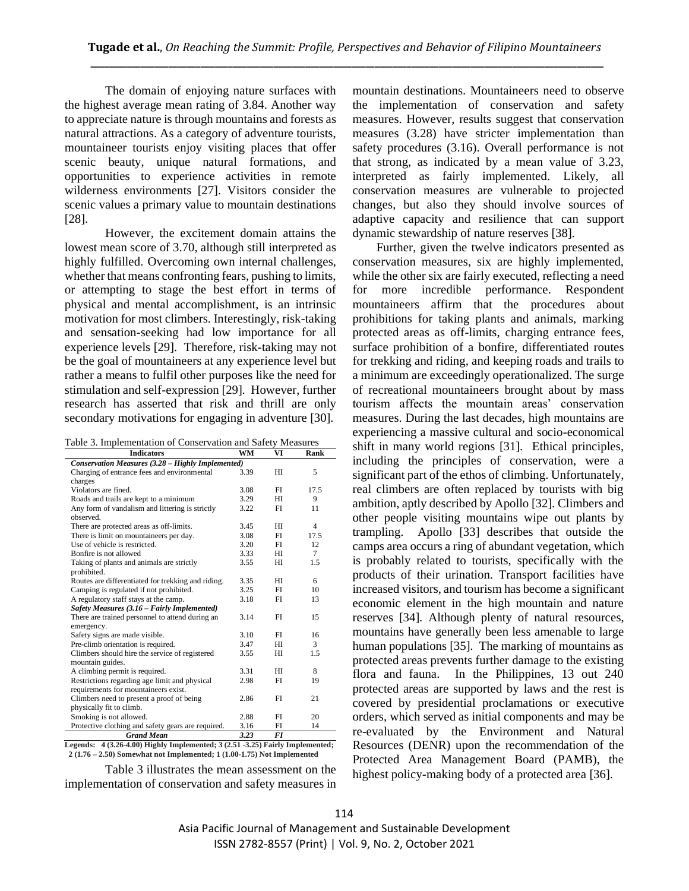The domain of enjoying nature surfaces with the highest average mean rating of 3.84. Another way to appreciate nature is through mountains and forests as natural attractions. As a category of adventure tourists, mountaineer tourists enjoy visiting places that offer scenic beauty, unique natural formations, and opportunities to experience activities in remote wilderness environments [27]. Visitors consider the scenic values a primary value to mountain destinations [28].

However, the excitement domain attains the lowest mean score of 3.70, although still interpreted as highly fulfilled. Overcoming own internal challenges, whether that means confronting fears, pushing to limits, or attempting to stage the best effort in terms of physical and mental accomplishment, is an intrinsic motivation for most climbers. Interestingly, risk-taking and sensation-seeking had low importance for all experience levels [29]. Therefore, risk-taking may not be the goal of mountaineers at any experience level but rather a means to fulfil other purposes like the need for stimulation and self-expression [29]. However, further research has asserted that risk and thrill are only secondary motivations for engaging in adventure [30].

Table 3. Implementation of Conservation and Safety Measures

| Indicators | WM | VI | Rank |
|---|---|---|---|
| ***Conservation Measures (3.28 – Highly Implemented)*** | | | |
| Charging of entrance fees and environmental charges | 3.39 | HI | 5 |
| Violators are fined. | 3.08 | FI | 17.5 |
| Roads and trails are kept to a minimum | 3.29 | HI | 9 |
| Any form of vandalism and littering is strictly observed. | 3.22 | FI | 11 |
| There are protected areas as off-limits. | 3.45 | HI | 4 |
| There is limit on mountaineers per day. | 3.08 | FI | 17.5 |
| Use of vehicle is restricted. | 3.20 | FI | 12 |
| Bonfire is not allowed | 3.33 | HI | 7 |
| Taking of plants and animals are strictly prohibited. | 3.55 | HI | 1.5 |
| Routes are differentiated for trekking and riding. | 3.35 | HI | 6 |
| Camping is regulated if not prohibited. | 3.25 | FI | 10 |
| A regulatory staff stays at the camp. | 3.18 | FI | 13 |
| ***Safety Measures (3.16 – Fairly Implemented)*** | | | |
| There are trained personnel to attend during an emergency. | 3.14 | FI | 15 |
| Safety signs are made visible. | 3.10 | FI | 16 |
| Pre-climb orientation is required. | 3.47 | HI | 3 |
| Climbers should hire the service of registered mountain guides. | 3.55 | HI | 1.5 |
| A climbing permit is required. | 3.31 | HI | 8 |
| Restrictions regarding age limit and physical requirements for mountaineers exist. | 2.98 | FI | 19 |
| Climbers need to present a proof of being physically fit to climb. | 2.86 | FI | 21 |
| Smoking is not allowed. | 2.88 | FI | 20 |
| Protective clothing and safety gears are required. | 3.16 | FI | 14 |
| ***Grand Mean*** | ***3.23*** | ***FI*** | |

**Legends: 4 (3.26-4.00) Highly Implemented; 3 (2.51 -3.25) Fairly Implemented; 2 (1.76 – 2.50) Somewhat not Implemented; 1 (1.00-1.75) Not Implemented**

Table 3 illustrates the mean assessment on the implementation of conservation and safety measures in mountain destinations. Mountaineers need to observe the implementation of conservation and safety measures. However, results suggest that conservation measures (3.28) have stricter implementation than safety procedures (3.16). Overall performance is not that strong, as indicated by a mean value of 3.23, interpreted as fairly implemented. Likely, all conservation measures are vulnerable to projected changes, but also they should involve sources of adaptive capacity and resilience that can support dynamic stewardship of nature reserves [38].

Further, given the twelve indicators presented as conservation measures, six are highly implemented, while the other six are fairly executed, reflecting a need for more incredible performance. Respondent mountaineers affirm that the procedures about prohibitions for taking plants and animals, marking protected areas as off-limits, charging entrance fees, surface prohibition of a bonfire, differentiated routes for trekking and riding, and keeping roads and trails to a minimum are exceedingly operationalized. The surge of recreational mountaineers brought about by mass tourism affects the mountain areas' conservation measures. During the last decades, high mountains are experiencing a massive cultural and socio-economical shift in many world regions [31]. Ethical principles, including the principles of conservation, were a significant part of the ethos of climbing. Unfortunately, real climbers are often replaced by tourists with big ambition, aptly described by Apollo [32]. Climbers and other people visiting mountains wipe out plants by trampling. Apollo [33] describes that outside the camps area occurs a ring of abundant vegetation, which is probably related to tourists, specifically with the products of their urination. Transport facilities have increased visitors, and tourism has become a significant economic element in the high mountain and nature reserves [34]. Although plenty of natural resources, mountains have generally been less amenable to large human populations [35]. The marking of mountains as protected areas prevents further damage to the existing flora and fauna. In the Philippines, 13 out 240 protected areas are supported by laws and the rest is covered by presidential proclamations or executive orders, which served as initial components and may be re-evaluated by the Environment and Natural Resources (DENR) upon the recommendation of the Protected Area Management Board (PAMB), the highest policy-making body of a protected area [36].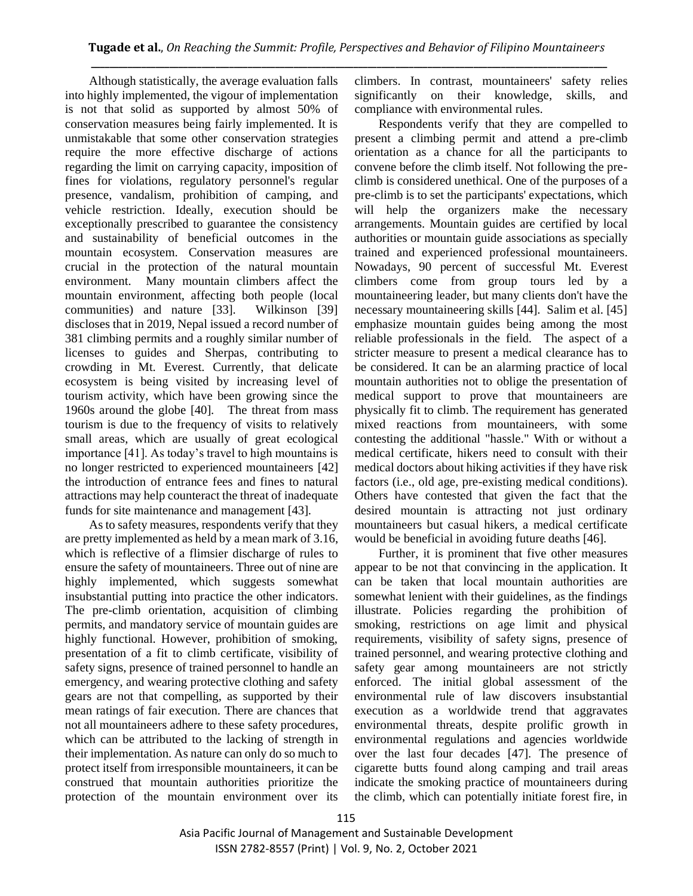Although statistically, the average evaluation falls into highly implemented, the vigour of implementation is not that solid as supported by almost 50% of conservation measures being fairly implemented. It is unmistakable that some other conservation strategies require the more effective discharge of actions regarding the limit on carrying capacity, imposition of fines for violations, regulatory personnel's regular presence, vandalism, prohibition of camping, and vehicle restriction. Ideally, execution should be exceptionally prescribed to guarantee the consistency and sustainability of beneficial outcomes in the mountain ecosystem. Conservation measures are crucial in the protection of the natural mountain environment. Many mountain climbers affect the mountain environment, affecting both people (local communities) and nature [33]. Wilkinson [39] discloses that in 2019, Nepal issued a record number of 381 climbing permits and a roughly similar number of licenses to guides and Sherpas, contributing to crowding in Mt. Everest. Currently, that delicate ecosystem is being visited by increasing level of tourism activity, which have been growing since the 1960s around the globe [40]. The threat from mass tourism is due to the frequency of visits to relatively small areas, which are usually of great ecological importance [41]. As today's travel to high mountains is no longer restricted to experienced mountaineers [42] the introduction of entrance fees and fines to natural attractions may help counteract the threat of inadequate funds for site maintenance and management [43].

As to safety measures, respondents verify that they are pretty implemented as held by a mean mark of 3.16, which is reflective of a flimsier discharge of rules to ensure the safety of mountaineers. Three out of nine are highly implemented, which suggests somewhat insubstantial putting into practice the other indicators. The pre-climb orientation, acquisition of climbing permits, and mandatory service of mountain guides are highly functional. However, prohibition of smoking, presentation of a fit to climb certificate, visibility of safety signs, presence of trained personnel to handle an emergency, and wearing protective clothing and safety gears are not that compelling, as supported by their mean ratings of fair execution. There are chances that not all mountaineers adhere to these safety procedures, which can be attributed to the lacking of strength in their implementation. As nature can only do so much to protect itself from irresponsible mountaineers, it can be construed that mountain authorities prioritize the protection of the mountain environment over its climbers. In contrast, mountaineers' safety relies significantly on their knowledge, skills, and compliance with environmental rules.

Respondents verify that they are compelled to present a climbing permit and attend a pre-climb orientation as a chance for all the participants to convene before the climb itself. Not following the pre-climb is considered unethical. One of the purposes of a pre-climb is to set the participants' expectations, which will help the organizers make the necessary arrangements. Mountain guides are certified by local authorities or mountain guide associations as specially trained and experienced professional mountaineers. Nowadays, 90 percent of successful Mt. Everest climbers come from group tours led by a mountaineering leader, but many clients don't have the necessary mountaineering skills [44]. Salim et al. [45] emphasize mountain guides being among the most reliable professionals in the field. The aspect of a stricter measure to present a medical clearance has to be considered. It can be an alarming practice of local mountain authorities not to oblige the presentation of medical support to prove that mountaineers are physically fit to climb. The requirement has generated mixed reactions from mountaineers, with some contesting the additional "hassle." With or without a medical certificate, hikers need to consult with their medical doctors about hiking activities if they have risk factors (i.e., old age, pre-existing medical conditions). Others have contested that given the fact that the desired mountain is attracting not just ordinary mountaineers but casual hikers, a medical certificate would be beneficial in avoiding future deaths [46].

Further, it is prominent that five other measures appear to be not that convincing in the application. It can be taken that local mountain authorities are somewhat lenient with their guidelines, as the findings illustrate. Policies regarding the prohibition of smoking, restrictions on age limit and physical requirements, visibility of safety signs, presence of trained personnel, and wearing protective clothing and safety gear among mountaineers are not strictly enforced. The initial global assessment of the environmental rule of law discovers insubstantial execution as a worldwide trend that aggravates environmental threats, despite prolific growth in environmental regulations and agencies worldwide over the last four decades [47]. The presence of cigarette butts found along camping and trail areas indicate the smoking practice of mountaineers during the climb, which can potentially initiate forest fire, in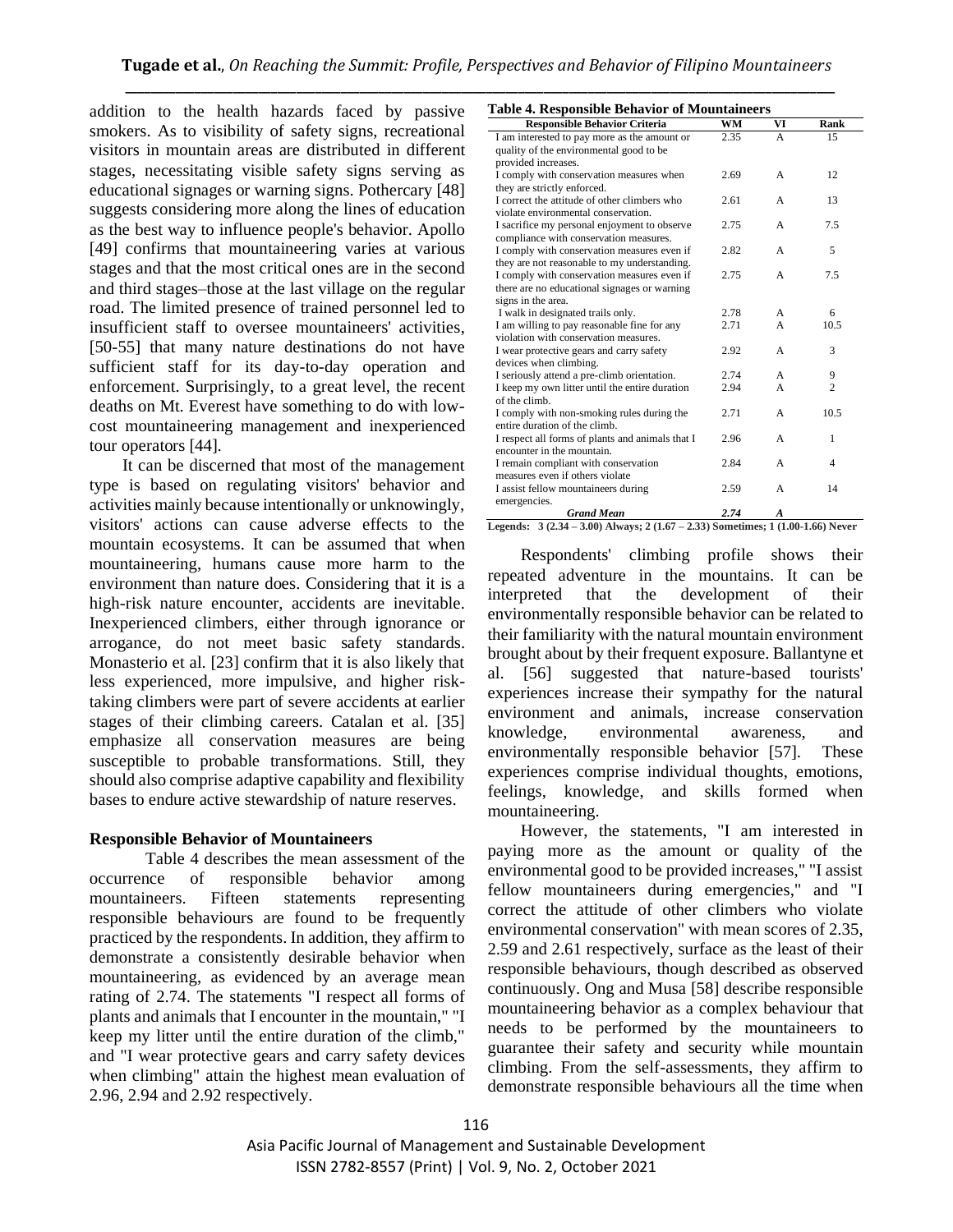addition to the health hazards faced by passive smokers. As to visibility of safety signs, recreational visitors in mountain areas are distributed in different stages, necessitating visible safety signs serving as educational signages or warning signs. Pothercary [48] suggests considering more along the lines of education as the best way to influence people's behavior. Apollo [49] confirms that mountaineering varies at various stages and that the most critical ones are in the second and third stages–those at the last village on the regular road. The limited presence of trained personnel led to insufficient staff to oversee mountaineers' activities, [50-55] that many nature destinations do not have sufficient staff for its day-to-day operation and enforcement. Surprisingly, to a great level, the recent deaths on Mt. Everest have something to do with low-cost mountaineering management and inexperienced tour operators [44].

It can be discerned that most of the management type is based on regulating visitors' behavior and activities mainly because intentionally or unknowingly, visitors' actions can cause adverse effects to the mountain ecosystems. It can be assumed that when mountaineering, humans cause more harm to the environment than nature does. Considering that it is a high-risk nature encounter, accidents are inevitable. Inexperienced climbers, either through ignorance or arrogance, do not meet basic safety standards. Monasterio et al. [23] confirm that it is also likely that less experienced, more impulsive, and higher risk-taking climbers were part of severe accidents at earlier stages of their climbing careers. Catalan et al. [35] emphasize all conservation measures are being susceptible to probable transformations. Still, they should also comprise adaptive capability and flexibility bases to endure active stewardship of nature reserves.

### Responsible Behavior of Mountaineers

Table 4 describes the mean assessment of the occurrence of responsible behavior among mountaineers. Fifteen statements representing responsible behaviours are found to be frequently practiced by the respondents. In addition, they affirm to demonstrate a consistently desirable behavior when mountaineering, as evidenced by an average mean rating of 2.74. The statements "I respect all forms of plants and animals that I encounter in the mountain," "I keep my litter until the entire duration of the climb," and "I wear protective gears and carry safety devices when climbing" attain the highest mean evaluation of 2.96, 2.94 and 2.92 respectively.

**Table 4. Responsible Behavior of Mountaineers**

| Responsible Behavior Criteria | WM | VI | Rank |
|---|---|---|---|
| I am interested to pay more as the amount or quality of the environmental good to be provided increases. | 2.35 | A | 15 |
| I comply with conservation measures when they are strictly enforced. | 2.69 | A | 12 |
| I correct the attitude of other climbers who violate environmental conservation. | 2.61 | A | 13 |
| I sacrifice my personal enjoyment to observe compliance with conservation measures. | 2.75 | A | 7.5 |
| I comply with conservation measures even if they are not reasonable to my understanding. | 2.82 | A | 5 |
| I comply with conservation measures even if there are no educational signages or warning signs in the area. | 2.75 | A | 7.5 |
| I walk in designated trails only. | 2.78 | A | 6 |
| I am willing to pay reasonable fine for any violation with conservation measures. | 2.71 | A | 10.5 |
| I wear protective gears and carry safety devices when climbing. | 2.92 | A | 3 |
| I seriously attend a pre-climb orientation. | 2.74 | A | 9 |
| I keep my own litter until the entire duration of the climb. | 2.94 | A | 2 |
| I comply with non-smoking rules during the entire duration of the climb. | 2.71 | A | 10.5 |
| I respect all forms of plants and animals that I encounter in the mountain. | 2.96 | A | 1 |
| I remain compliant with conservation measures even if others violate | 2.84 | A | 4 |
| I assist fellow mountaineers during emergencies. | 2.59 | A | 14 |
| ***Grand Mean*** | ***2.74*** | ***A*** | |

**Legends: 3 (2.34 – 3.00) Always; 2 (1.67 – 2.33) Sometimes; 1 (1.00-1.66) Never**

Respondents' climbing profile shows their repeated adventure in the mountains. It can be interpreted that the development of their environmentally responsible behavior can be related to their familiarity with the natural mountain environment brought about by their frequent exposure. Ballantyne et al. [56] suggested that nature-based tourists' experiences increase their sympathy for the natural environment and animals, increase conservation knowledge, environmental awareness, and environmentally responsible behavior [57]. These experiences comprise individual thoughts, emotions, feelings, knowledge, and skills formed when mountaineering.

However, the statements, "I am interested in paying more as the amount or quality of the environmental good to be provided increases," "I assist fellow mountaineers during emergencies," and "I correct the attitude of other climbers who violate environmental conservation" with mean scores of 2.35, 2.59 and 2.61 respectively, surface as the least of their responsible behaviours, though described as observed continuously. Ong and Musa [58] describe responsible mountaineering behavior as a complex behaviour that needs to be performed by the mountaineers to guarantee their safety and security while mountain climbing. From the self-assessments, they affirm to demonstrate responsible behaviours all the time when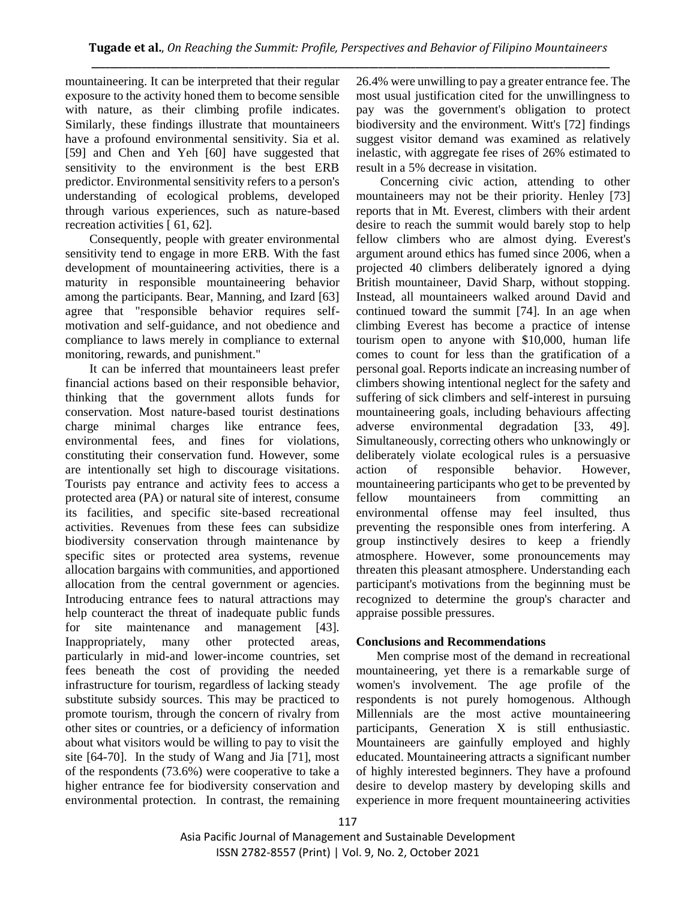mountaineering. It can be interpreted that their regular exposure to the activity honed them to become sensible with nature, as their climbing profile indicates. Similarly, these findings illustrate that mountaineers have a profound environmental sensitivity. Sia et al. [59] and Chen and Yeh [60] have suggested that sensitivity to the environment is the best ERB predictor. Environmental sensitivity refers to a person's understanding of ecological problems, developed through various experiences, such as nature-based recreation activities [ 61, 62].

Consequently, people with greater environmental sensitivity tend to engage in more ERB. With the fast development of mountaineering activities, there is a maturity in responsible mountaineering behavior among the participants. Bear, Manning, and Izard [63] agree that "responsible behavior requires self-motivation and self-guidance, and not obedience and compliance to laws merely in compliance to external monitoring, rewards, and punishment."

It can be inferred that mountaineers least prefer financial actions based on their responsible behavior, thinking that the government allots funds for conservation. Most nature-based tourist destinations charge minimal charges like entrance fees, environmental fees, and fines for violations, constituting their conservation fund. However, some are intentionally set high to discourage visitations. Tourists pay entrance and activity fees to access a protected area (PA) or natural site of interest, consume its facilities, and specific site-based recreational activities. Revenues from these fees can subsidize biodiversity conservation through maintenance by specific sites or protected area systems, revenue allocation bargains with communities, and apportioned allocation from the central government or agencies. Introducing entrance fees to natural attractions may help counteract the threat of inadequate public funds for site maintenance and management [43]. Inappropriately, many other protected areas, particularly in mid-and lower-income countries, set fees beneath the cost of providing the needed infrastructure for tourism, regardless of lacking steady substitute subsidy sources. This may be practiced to promote tourism, through the concern of rivalry from other sites or countries, or a deficiency of information about what visitors would be willing to pay to visit the site [64-70]. In the study of Wang and Jia [71], most of the respondents (73.6%) were cooperative to take a higher entrance fee for biodiversity conservation and environmental protection. In contrast, the remaining 26.4% were unwilling to pay a greater entrance fee. The most usual justification cited for the unwillingness to pay was the government's obligation to protect biodiversity and the environment. Witt's [72] findings suggest visitor demand was examined as relatively inelastic, with aggregate fee rises of 26% estimated to result in a 5% decrease in visitation.

Concerning civic action, attending to other mountaineers may not be their priority. Henley [73] reports that in Mt. Everest, climbers with their ardent desire to reach the summit would barely stop to help fellow climbers who are almost dying. Everest's argument around ethics has fumed since 2006, when a projected 40 climbers deliberately ignored a dying British mountaineer, David Sharp, without stopping. Instead, all mountaineers walked around David and continued toward the summit [74]. In an age when climbing Everest has become a practice of intense tourism open to anyone with $10,000, human life comes to count for less than the gratification of a personal goal. Reports indicate an increasing number of climbers showing intentional neglect for the safety and suffering of sick climbers and self-interest in pursuing mountaineering goals, including behaviours affecting adverse environmental degradation [33, 49]. Simultaneously, correcting others who unknowingly or deliberately violate ecological rules is a persuasive action of responsible behavior. However, mountaineering participants who get to be prevented by fellow mountaineers from committing an environmental offense may feel insulted, thus preventing the responsible ones from interfering. A group instinctively desires to keep a friendly atmosphere. However, some pronouncements may threaten this pleasant atmosphere. Understanding each participant's motivations from the beginning must be recognized to determine the group's character and appraise possible pressures.

## Conclusions and Recommendations

Men comprise most of the demand in recreational mountaineering, yet there is a remarkable surge of women's involvement. The age profile of the respondents is not purely homogenous. Although Millennials are the most active mountaineering participants, Generation X is still enthusiastic. Mountaineers are gainfully employed and highly educated. Mountaineering attracts a significant number of highly interested beginners. They have a profound desire to develop mastery by developing skills and experience in more frequent mountaineering activities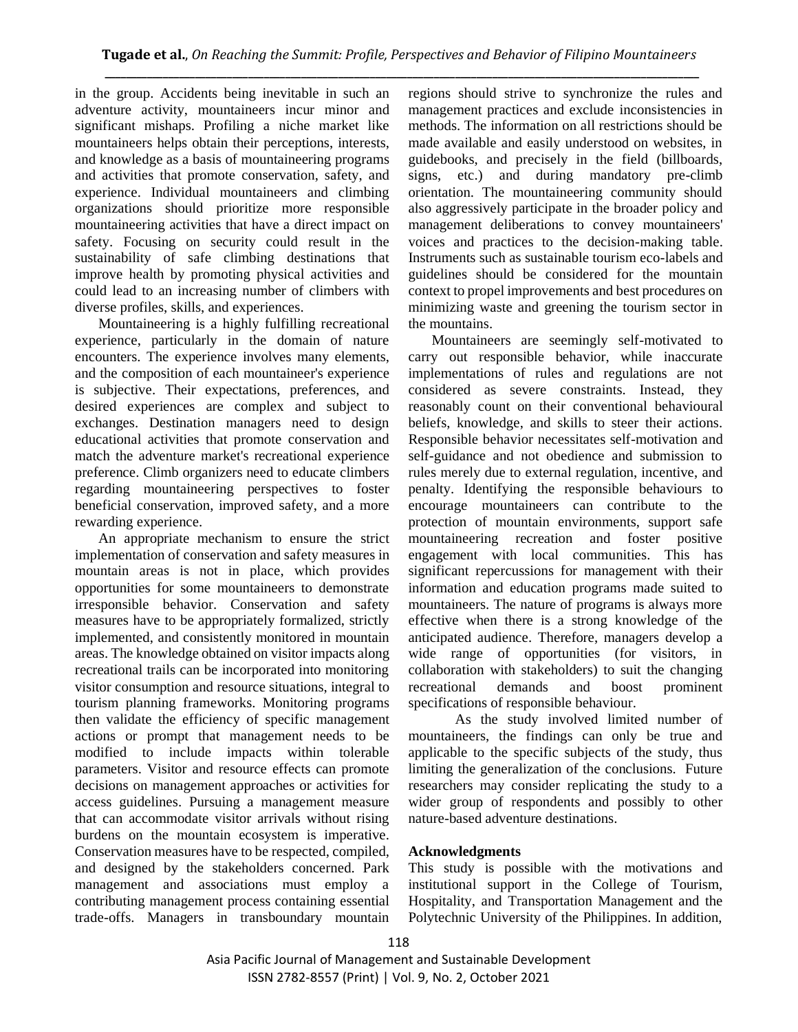in the group. Accidents being inevitable in such an adventure activity, mountaineers incur minor and significant mishaps. Profiling a niche market like mountaineers helps obtain their perceptions, interests, and knowledge as a basis of mountaineering programs and activities that promote conservation, safety, and experience. Individual mountaineers and climbing organizations should prioritize more responsible mountaineering activities that have a direct impact on safety. Focusing on security could result in the sustainability of safe climbing destinations that improve health by promoting physical activities and could lead to an increasing number of climbers with diverse profiles, skills, and experiences.

Mountaineering is a highly fulfilling recreational experience, particularly in the domain of nature encounters. The experience involves many elements, and the composition of each mountaineer's experience is subjective. Their expectations, preferences, and desired experiences are complex and subject to exchanges. Destination managers need to design educational activities that promote conservation and match the adventure market's recreational experience preference. Climb organizers need to educate climbers regarding mountaineering perspectives to foster beneficial conservation, improved safety, and a more rewarding experience.

An appropriate mechanism to ensure the strict implementation of conservation and safety measures in mountain areas is not in place, which provides opportunities for some mountaineers to demonstrate irresponsible behavior. Conservation and safety measures have to be appropriately formalized, strictly implemented, and consistently monitored in mountain areas. The knowledge obtained on visitor impacts along recreational trails can be incorporated into monitoring visitor consumption and resource situations, integral to tourism planning frameworks. Monitoring programs then validate the efficiency of specific management actions or prompt that management needs to be modified to include impacts within tolerable parameters. Visitor and resource effects can promote decisions on management approaches or activities for access guidelines. Pursuing a management measure that can accommodate visitor arrivals without rising burdens on the mountain ecosystem is imperative. Conservation measures have to be respected, compiled, and designed by the stakeholders concerned. Park management and associations must employ a contributing management process containing essential trade-offs. Managers in transboundary mountain regions should strive to synchronize the rules and management practices and exclude inconsistencies in methods. The information on all restrictions should be made available and easily understood on websites, in guidebooks, and precisely in the field (billboards, signs, etc.) and during mandatory pre-climb orientation. The mountaineering community should also aggressively participate in the broader policy and management deliberations to convey mountaineers' voices and practices to the decision-making table. Instruments such as sustainable tourism eco-labels and guidelines should be considered for the mountain context to propel improvements and best procedures on minimizing waste and greening the tourism sector in the mountains.

Mountaineers are seemingly self-motivated to carry out responsible behavior, while inaccurate implementations of rules and regulations are not considered as severe constraints. Instead, they reasonably count on their conventional behavioural beliefs, knowledge, and skills to steer their actions. Responsible behavior necessitates self-motivation and self-guidance and not obedience and submission to rules merely due to external regulation, incentive, and penalty. Identifying the responsible behaviours to encourage mountaineers can contribute to the protection of mountain environments, support safe mountaineering recreation and foster positive engagement with local communities. This has significant repercussions for management with their information and education programs made suited to mountaineers. The nature of programs is always more effective when there is a strong knowledge of the anticipated audience. Therefore, managers develop a wide range of opportunities (for visitors, in collaboration with stakeholders) to suit the changing recreational demands and boost prominent specifications of responsible behaviour.

As the study involved limited number of mountaineers, the findings can only be true and applicable to the specific subjects of the study, thus limiting the generalization of the conclusions. Future researchers may consider replicating the study to a wider group of respondents and possibly to other nature-based adventure destinations.

**Acknowledgments**

This study is possible with the motivations and institutional support in the College of Tourism, Hospitality, and Transportation Management and the Polytechnic University of the Philippines. In addition,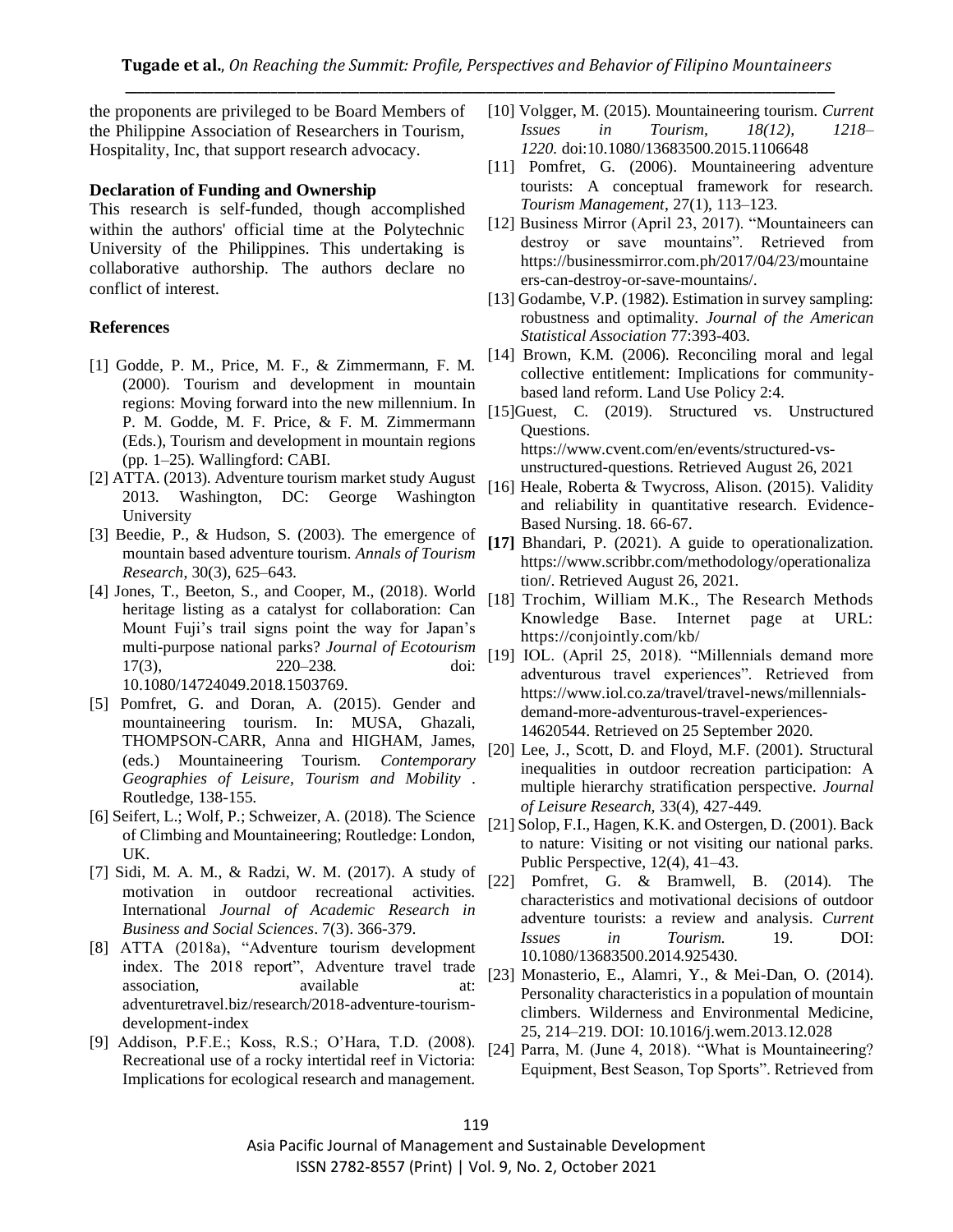the proponents are privileged to be Board Members of the Philippine Association of Researchers in Tourism, Hospitality, Inc, that support research advocacy.

**Declaration of Funding and Ownership**

This research is self-funded, though accomplished within the authors' official time at the Polytechnic University of the Philippines. This undertaking is collaborative authorship. The authors declare no conflict of interest.

## References

[1] Godde, P. M., Price, M. F., & Zimmermann, F. M. (2000). Tourism and development in mountain regions: Moving forward into the new millennium. In P. M. Godde, M. F. Price, & F. M. Zimmermann (Eds.), Tourism and development in mountain regions (pp. 1–25). Wallingford: CABI.

[2] ATTA. (2013). Adventure tourism market study August 2013. Washington, DC: George Washington University

[3] Beedie, P., & Hudson, S. (2003). The emergence of mountain based adventure tourism. *Annals of Tourism Research*, 30(3), 625–643.

[4] Jones, T., Beeton, S., and Cooper, M., (2018). World heritage listing as a catalyst for collaboration: Can Mount Fuji's trail signs point the way for Japan's multi-purpose national parks? *Journal of Ecotourism* 17(3), 220–238. doi: 10.1080/14724049.2018.1503769.

[5] Pomfret, G. and Doran, A. (2015). Gender and mountaineering tourism. In: MUSA, Ghazali, THOMPSON-CARR, Anna and HIGHAM, James, (eds.) Mountaineering Tourism. *Contemporary Geographies of Leisure, Tourism and Mobility* . Routledge, 138-155.

[6] Seifert, L.; Wolf, P.; Schweizer, A. (2018). The Science of Climbing and Mountaineering; Routledge: London, UK.

[7] Sidi, M. A. M., & Radzi, W. M. (2017). A study of motivation in outdoor recreational activities. International *Journal of Academic Research in Business and Social Sciences*. 7(3). 366-379.

[8] ATTA (2018a), "Adventure tourism development index. The 2018 report", Adventure travel trade association, available at: adventuretravel.biz/research/2018-adventure-tourism-development-index

[9] Addison, P.F.E.; Koss, R.S.; O'Hara, T.D. (2008). Recreational use of a rocky intertidal reef in Victoria: Implications for ecological research and management.

[10] Volgger, M. (2015). Mountaineering tourism. *Current Issues in Tourism, 18(12), 1218–1220.* doi:10.1080/13683500.2015.1106648

[11] Pomfret, G. (2006). Mountaineering adventure tourists: A conceptual framework for research. *Tourism Management*, 27(1), 113–123.

[12] Business Mirror (April 23, 2017). "Mountaineers can destroy or save mountains". Retrieved from https://businessmirror.com.ph/2017/04/23/mountaineers-can-destroy-or-save-mountains/.

[13] Godambe, V.P. (1982). Estimation in survey sampling: robustness and optimality. *Journal of the American Statistical Association* 77:393-403.

[14] Brown, K.M. (2006). Reconciling moral and legal collective entitlement: Implications for community-based land reform. Land Use Policy 2:4.

[15]Guest, C. (2019). Structured vs. Unstructured Questions. https://www.cvent.com/en/events/structured-vs-unstructured-questions. Retrieved August 26, 2021

[16] Heale, Roberta & Twycross, Alison. (2015). Validity and reliability in quantitative research. Evidence-Based Nursing. 18. 66-67.

**[17]** Bhandari, P. (2021). A guide to operationalization. https://www.scribbr.com/methodology/operationalization/. Retrieved August 26, 2021.

[18] Trochim, William M.K., The Research Methods Knowledge Base. Internet page at URL: https://conjointly.com/kb/

[19] IOL. (April 25, 2018). "Millennials demand more adventurous travel experiences". Retrieved from https://www.iol.co.za/travel/travel-news/millennials-demand-more-adventurous-travel-experiences-14620544. Retrieved on 25 September 2020.

[20] Lee, J., Scott, D. and Floyd, M.F. (2001). Structural inequalities in outdoor recreation participation: A multiple hierarchy stratification perspective. *Journal of Leisure Research*, 33(4), 427-449.

[21] Solop, F.I., Hagen, K.K. and Ostergen, D. (2001). Back to nature: Visiting or not visiting our national parks. Public Perspective, 12(4), 41–43.

[22] Pomfret, G. & Bramwell, B. (2014). The characteristics and motivational decisions of outdoor adventure tourists: a review and analysis. *Current Issues in Tourism.* 19. DOI: 10.1080/13683500.2014.925430.

[23] Monasterio, E., Alamri, Y., & Mei-Dan, O. (2014). Personality characteristics in a population of mountain climbers. Wilderness and Environmental Medicine, 25, 214–219. DOI: 10.1016/j.wem.2013.12.028

[24] Parra, M. (June 4, 2018). "What is Mountaineering? Equipment, Best Season, Top Sports". Retrieved from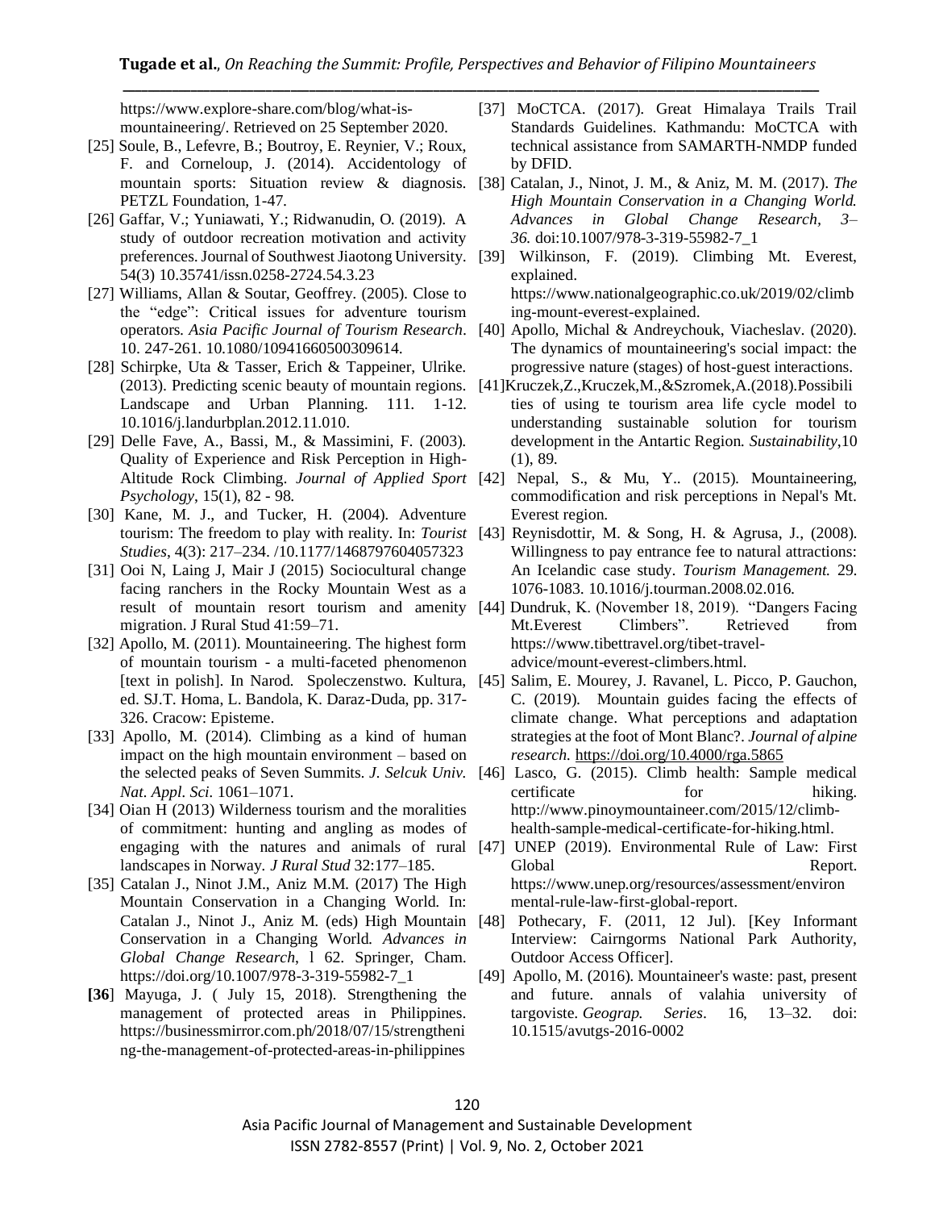https://www.explore-share.com/blog/what-is-mountaineering/. Retrieved on 25 September 2020.

[25] Soule, B., Lefevre, B.; Boutroy, E. Reynier, V.; Roux, F. and Corneloup, J. (2014). Accidentology of mountain sports: Situation review & diagnosis. PETZL Foundation, 1-47.

[26] Gaffar, V.; Yuniawati, Y.; Ridwanudin, O. (2019). A study of outdoor recreation motivation and activity preferences. Journal of Southwest Jiaotong University. 54(3) 10.35741/issn.0258-2724.54.3.23

[27] Williams, Allan & Soutar, Geoffrey. (2005). Close to the "edge": Critical issues for adventure tourism operators. *Asia Pacific Journal of Tourism Research*. 10. 247-261. 10.1080/10941660500309614.

[28] Schirpke, Uta & Tasser, Erich & Tappeiner, Ulrike. (2013). Predicting scenic beauty of mountain regions. Landscape and Urban Planning. 111. 1-12. 10.1016/j.landurbplan.2012.11.010.

[29] Delle Fave, A., Bassi, M., & Massimini, F. (2003). Quality of Experience and Risk Perception in High-Altitude Rock Climbing. *Journal of Applied Sport Psychology*, 15(1), 82 - 98.

[30] Kane, M. J., and Tucker, H. (2004). Adventure tourism: The freedom to play with reality. In: *Tourist Studies*, 4(3): 217–234. /10.1177/1468797604057323

[31] Ooi N, Laing J, Mair J (2015) Sociocultural change facing ranchers in the Rocky Mountain West as a result of mountain resort tourism and amenity migration. J Rural Stud 41:59–71.

[32] Apollo, M. (2011). Mountaineering. The highest form of mountain tourism - a multi-faceted phenomenon [text in polish]. In Narod. Spoleczenstwo. Kultura, ed. SJ.T. Homa, L. Bandola, K. Daraz-Duda, pp. 317-326. Cracow: Episteme.

[33] Apollo, M. (2014). Climbing as a kind of human impact on the high mountain environment – based on the selected peaks of Seven Summits. *J. Selcuk Univ. Nat. Appl. Sci.* 1061–1071.

[34] Oian H (2013) Wilderness tourism and the moralities of commitment: hunting and angling as modes of engaging with the natures and animals of rural landscapes in Norway. *J Rural Stud* 32:177–185.

[35] Catalan J., Ninot J.M., Aniz M.M. (2017) The High Mountain Conservation in a Changing World. In: Catalan J., Ninot J., Aniz M. (eds) High Mountain Conservation in a Changing World. *Advances in Global Change Research*, l 62. Springer, Cham. https://doi.org/10.1007/978-3-319-55982-7_1

**[36**] Mayuga, J. ( July 15, 2018). Strengthening the management of protected areas in Philippines. https://businessmirror.com.ph/2018/07/15/strengthening-the-management-of-protected-areas-in-philippines

[37] MoCTCA. (2017). Great Himalaya Trails Trail Standards Guidelines. Kathmandu: MoCTCA with technical assistance from SAMARTH-NMDP funded by DFID.

[38] Catalan, J., Ninot, J. M., & Aniz, M. M. (2017). *The High Mountain Conservation in a Changing World. Advances in Global Change Research, 3–36.* doi:10.1007/978-3-319-55982-7_1

[39] Wilkinson, F. (2019). Climbing Mt. Everest, explained. https://www.nationalgeographic.co.uk/2019/02/climbing-mount-everest-explained.

[40] Apollo, Michal & Andreychouk, Viacheslav. (2020). The dynamics of mountaineering's social impact: the progressive nature (stages) of host-guest interactions.

[41]Kruczek,Z.,Kruczek,M.,&Szromek,A.(2018).Possibilities of using te tourism area life cycle model to understanding sustainable solution for tourism development in the Antartic Region. *Sustainability*,10 (1), 89.

[42] Nepal, S., & Mu, Y.. (2015). Mountaineering, commodification and risk perceptions in Nepal's Mt. Everest region.

[43] Reynisdottir, M. & Song, H. & Agrusa, J., (2008). Willingness to pay entrance fee to natural attractions: An Icelandic case study. *Tourism Management.* 29. 1076-1083. 10.1016/j.tourman.2008.02.016.

[44] Dundruk, K. (November 18, 2019). "Dangers Facing Mt.Everest Climbers". Retrieved from https://www.tibettravel.org/tibet-travel-advice/mount-everest-climbers.html.

[45] Salim, E. Mourey, J. Ravanel, L. Picco, P. Gauchon, C. (2019). Mountain guides facing the effects of climate change. What perceptions and adaptation strategies at the foot of Mont Blanc?. *Journal of alpine research.* https://doi.org/10.4000/rga.5865

[46] Lasco, G. (2015). Climb health: Sample medical certificate for hiking. http://www.pinoymountaineer.com/2015/12/climb-health-sample-medical-certificate-for-hiking.html.

[47] UNEP (2019). Environmental Rule of Law: First Global Report. https://www.unep.org/resources/assessment/environmental-rule-law-first-global-report.

[48] Pothecary, F. (2011, 12 Jul). [Key Informant Interview: Cairngorms National Park Authority, Outdoor Access Officer].

[49] Apollo, M. (2016). Mountaineer's waste: past, present and future. annals of valahia university of targoviste. *Geograp. Series*. 16, 13–32. doi: 10.1515/avutgs-2016-0002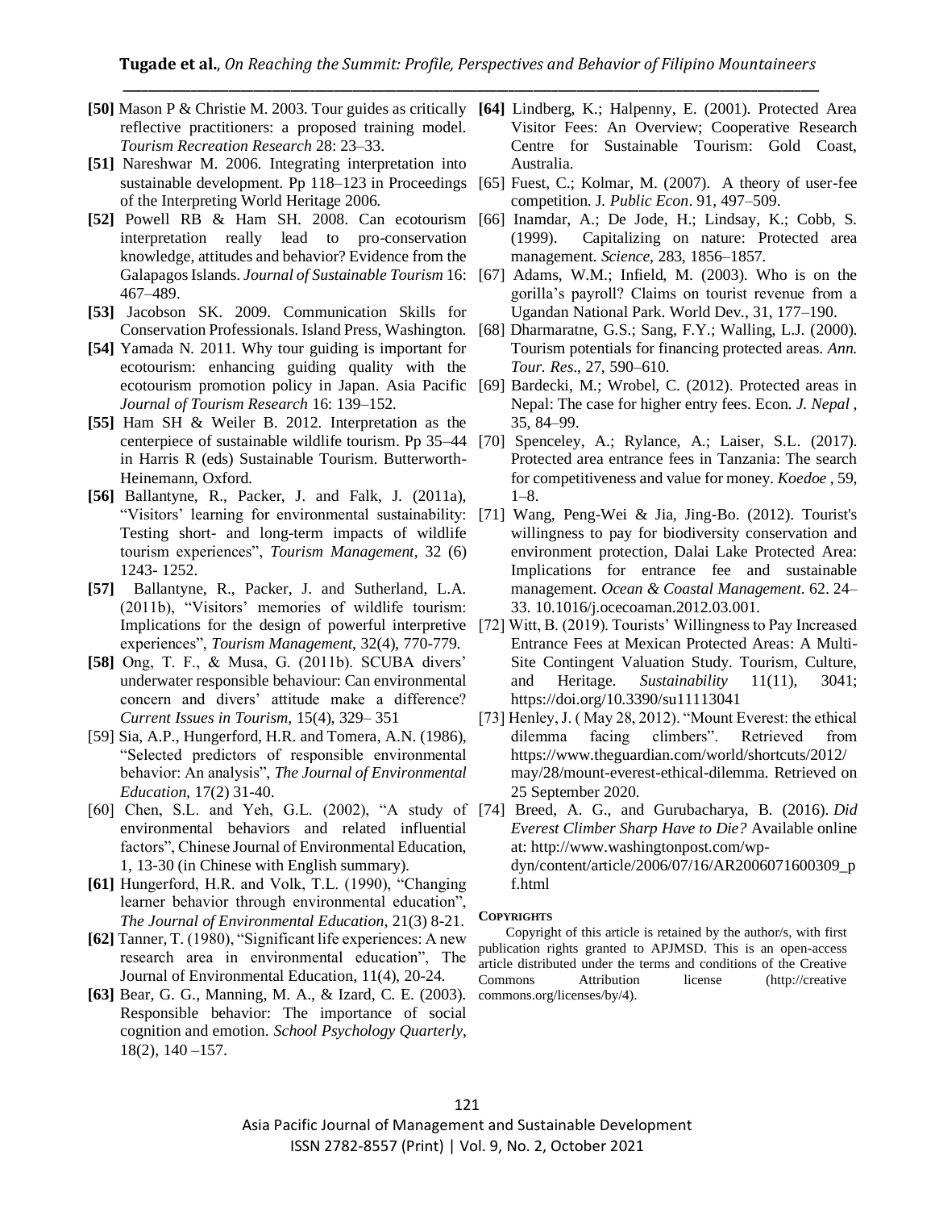**[50]** Mason P & Christie M. 2003. Tour guides as critically reflective practitioners: a proposed training model. *Tourism Recreation Research* 28: 23–33.

**[51]** Nareshwar M. 2006. Integrating interpretation into sustainable development. Pp 118–123 in Proceedings of the Interpreting World Heritage 2006.

**[52]** Powell RB & Ham SH. 2008. Can ecotourism interpretation really lead to pro-conservation knowledge, attitudes and behavior? Evidence from the Galapagos Islands. *Journal of Sustainable Tourism* 16: 467–489.

**[53]** Jacobson SK. 2009. Communication Skills for Conservation Professionals. Island Press, Washington.

**[54]** Yamada N. 2011. Why tour guiding is important for ecotourism: enhancing guiding quality with the ecotourism promotion policy in Japan. Asia Pacific *Journal of Tourism Research* 16: 139–152.

**[55]** Ham SH & Weiler B. 2012. Interpretation as the centerpiece of sustainable wildlife tourism. Pp 35–44 in Harris R (eds) Sustainable Tourism. Butterworth-Heinemann, Oxford.

**[56]** Ballantyne, R., Packer, J. and Falk, J. (2011a), "Visitors' learning for environmental sustainability: Testing short- and long-term impacts of wildlife tourism experiences", *Tourism Management*, 32 (6) 1243- 1252.

**[57]** Ballantyne, R., Packer, J. and Sutherland, L.A. (2011b), "Visitors' memories of wildlife tourism: Implications for the design of powerful interpretive experiences", *Tourism Management*, 32(4), 770-779.

**[58]** Ong, T. F., & Musa, G. (2011b). SCUBA divers' underwater responsible behaviour: Can environmental concern and divers' attitude make a difference? *Current Issues in Tourism*, 15(4), 329– 351

[59] Sia, A.P., Hungerford, H.R. and Tomera, A.N. (1986), "Selected predictors of responsible environmental behavior: An analysis", *The Journal of Environmental Education*, 17(2) 31-40.

[60] Chen, S.L. and Yeh, G.L. (2002), "A study of environmental behaviors and related influential factors", Chinese Journal of Environmental Education, 1, 13-30 (in Chinese with English summary).

**[61]** Hungerford, H.R. and Volk, T.L. (1990), "Changing learner behavior through environmental education", *The Journal of Environmental Education*, 21(3) 8-21.

**[62]** Tanner, T. (1980), "Significant life experiences: A new research area in environmental education", The Journal of Environmental Education, 11(4), 20-24.

**[63]** Bear, G. G., Manning, M. A., & Izard, C. E. (2003). Responsible behavior: The importance of social cognition and emotion. *School Psychology Quarterly*, 18(2), 140 –157.

**[64]** Lindberg, K.; Halpenny, E. (2001). Protected Area Visitor Fees: An Overview; Cooperative Research Centre for Sustainable Tourism: Gold Coast, Australia.

[65] Fuest, C.; Kolmar, M. (2007). A theory of user-fee competition. J. *Public Econ*. 91, 497–509.

[66] Inamdar, A.; De Jode, H.; Lindsay, K.; Cobb, S. (1999). Capitalizing on nature: Protected area management. *Science*, 283, 1856–1857.

[67] Adams, W.M.; Infield, M. (2003). Who is on the gorilla's payroll? Claims on tourist revenue from a Ugandan National Park. World Dev., 31, 177–190.

[68] Dharmaratne, G.S.; Sang, F.Y.; Walling, L.J. (2000). Tourism potentials for financing protected areas. *Ann. Tour. Res*., 27, 590–610.

[69] Bardecki, M.; Wrobel, C. (2012). Protected areas in Nepal: The case for higher entry fees. Econ. *J. Nepal* , 35, 84–99.

[70] Spenceley, A.; Rylance, A.; Laiser, S.L. (2017). Protected area entrance fees in Tanzania: The search for competitiveness and value for money. *Koedoe* , 59, 1–8.

[71] Wang, Peng-Wei & Jia, Jing-Bo. (2012). Tourist's willingness to pay for biodiversity conservation and environment protection, Dalai Lake Protected Area: Implications for entrance fee and sustainable management. *Ocean & Coastal Management*. 62. 24–33. 10.1016/j.ocecoaman.2012.03.001.

[72] Witt, B. (2019). Tourists' Willingness to Pay Increased Entrance Fees at Mexican Protected Areas: A Multi-Site Contingent Valuation Study. Tourism, Culture, and Heritage. *Sustainability* 11(11), 3041; https://doi.org/10.3390/su11113041

[73] Henley, J. ( May 28, 2012). "Mount Everest: the ethical dilemma facing climbers". Retrieved from https://www.theguardian.com/world/shortcuts/2012/may/28/mount-everest-ethical-dilemma. Retrieved on 25 September 2020.

[74] Breed, A. G., and Gurubacharya, B. (2016). *Did Everest Climber Sharp Have to Die?* Available online at: http://www.washingtonpost.com/wp-dyn/content/article/2006/07/16/AR2006071600309_pf.html

**COPYRIGHTS**

Copyright of this article is retained by the author/s, with first publication rights granted to APJMSD. This is an open-access article distributed under the terms and conditions of the Creative Commons Attribution license (http://creative commons.org/licenses/by/4).